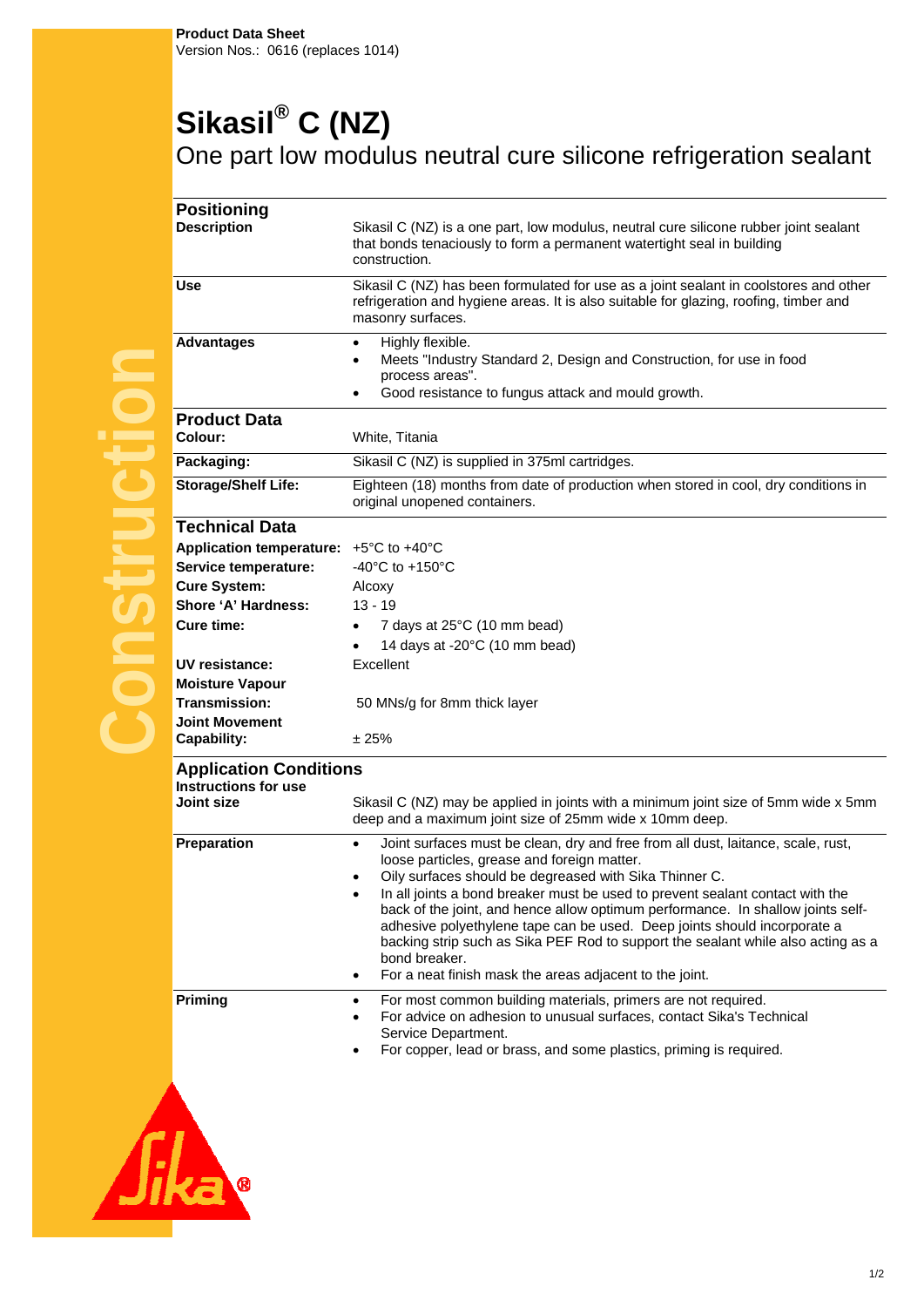**Product Data Sheet**
Version Nos.: 0616 (replaces 1014)

# Sikasil® C (NZ)

One part low modulus neutral cure silicone refrigeration sealant

## Positioning

| | |
|---|---|
| **Description** | Sikasil C (NZ) is a one part, low modulus, neutral cure silicone rubber joint sealant that bonds tenaciously to form a permanent watertight seal in building construction. |
| **Use** | Sikasil C (NZ) has been formulated for use as a joint sealant in coolstores and other refrigeration and hygiene areas. It is also suitable for glazing, roofing, timber and masonry surfaces. |
| **Advantages** | • Highly flexible.<br>• Meets "Industry Standard 2, Design and Construction, for use in food process areas".<br>• Good resistance to fungus attack and mould growth. |

## Product Data

| | |
|---|---|
| **Colour:** | White, Titania |
| **Packaging:** | Sikasil C (NZ) is supplied in 375ml cartridges. |
| **Storage/Shelf Life:** | Eighteen (18) months from date of production when stored in cool, dry conditions in original unopened containers. |

## Technical Data

| | |
|---|---|
| **Application temperature:** | +5°C to +40°C |
| **Service temperature:** | -40°C to +150°C |
| **Cure System:** | Alcoxy |
| **Shore 'A' Hardness:** | 13 - 19 |
| **Cure time:** | • 7 days at 25°C (10 mm bead)<br>• 14 days at -20°C (10 mm bead) |
| **UV resistance:** | Excellent |
| **Moisture Vapour Transmission:** | 50 MNs/g for 8mm thick layer |
| **Joint Movement Capability:** | ± 25% |

## Application Conditions

**Instructions for use**

| | |
|---|---|
| **Joint size** | Sikasil C (NZ) may be applied in joints with a minimum joint size of 5mm wide x 5mm deep and a maximum joint size of 25mm wide x 10mm deep. |
| **Preparation** | • Joint surfaces must be clean, dry and free from all dust, laitance, scale, rust, loose particles, grease and foreign matter.<br>• Oily surfaces should be degreased with Sika Thinner C.<br>• In all joints a bond breaker must be used to prevent sealant contact with the back of the joint, and hence allow optimum performance. In shallow joints self-adhesive polyethylene tape can be used. Deep joints should incorporate a backing strip such as Sika PEF Rod to support the sealant while also acting as a bond breaker.<br>• For a neat finish mask the areas adjacent to the joint. |
| **Priming** | • For most common building materials, primers are not required.<br>• For advice on adhesion to unusual surfaces, contact Sika's Technical Service Department.<br>• For copper, lead or brass, and some plastics, priming is required. |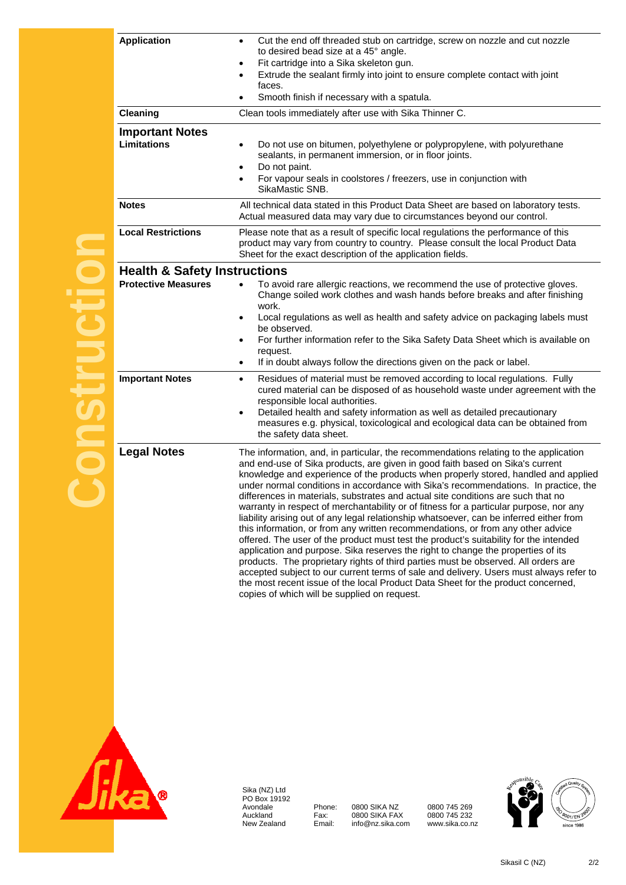**Application**

- Cut the end off threaded stub on cartridge, screw on nozzle and cut nozzle to desired bead size at a 45° angle.
- Fit cartridge into a Sika skeleton gun.
- Extrude the sealant firmly into joint to ensure complete contact with joint faces.
- Smooth finish if necessary with a spatula.

**Cleaning**

Clean tools immediately after use with Sika Thinner C.

## Important Notes

**Limitations**

- Do not use on bitumen, polyethylene or polypropylene, with polyurethane sealants, in permanent immersion, or in floor joints.
- Do not paint.
- For vapour seals in coolstores / freezers, use in conjunction with SikaMastic SNB.

**Notes**

All technical data stated in this Product Data Sheet are based on laboratory tests. Actual measured data may vary due to circumstances beyond our control.

**Local Restrictions**

Please note that as a result of specific local regulations the performance of this product may vary from country to country. Please consult the local Product Data Sheet for the exact description of the application fields.

## Health & Safety Instructions

**Protective Measures**

- To avoid rare allergic reactions, we recommend the use of protective gloves. Change soiled work clothes and wash hands before breaks and after finishing work.
- Local regulations as well as health and safety advice on packaging labels must be observed.
- For further information refer to the Sika Safety Data Sheet which is available on request.
- If in doubt always follow the directions given on the pack or label.

**Important Notes**

- Residues of material must be removed according to local regulations. Fully cured material can be disposed of as household waste under agreement with the responsible local authorities.
- Detailed health and safety information as well as detailed precautionary measures e.g. physical, toxicological and ecological data can be obtained from the safety data sheet.

## Legal Notes

The information, and, in particular, the recommendations relating to the application and end-use of Sika products, are given in good faith based on Sika's current knowledge and experience of the products when properly stored, handled and applied under normal conditions in accordance with Sika's recommendations. In practice, the differences in materials, substrates and actual site conditions are such that no warranty in respect of merchantability or of fitness for a particular purpose, nor any liability arising out of any legal relationship whatsoever, can be inferred either from this information, or from any written recommendations, or from any other advice offered. The user of the product must test the product's suitability for the intended application and purpose. Sika reserves the right to change the properties of its products. The proprietary rights of third parties must be observed. All orders are accepted subject to our current terms of sale and delivery. Users must always refer to the most recent issue of the local Product Data Sheet for the product concerned, copies of which will be supplied on request.

Sika (NZ) Ltd
PO Box 19192
Avondale
Auckland
New Zealand

Phone: 0800 SIKA NZ 0800 745 269
Fax: 0800 SIKA FAX 0800 745 232
Email: info@nz.sika.com www.sika.co.nz